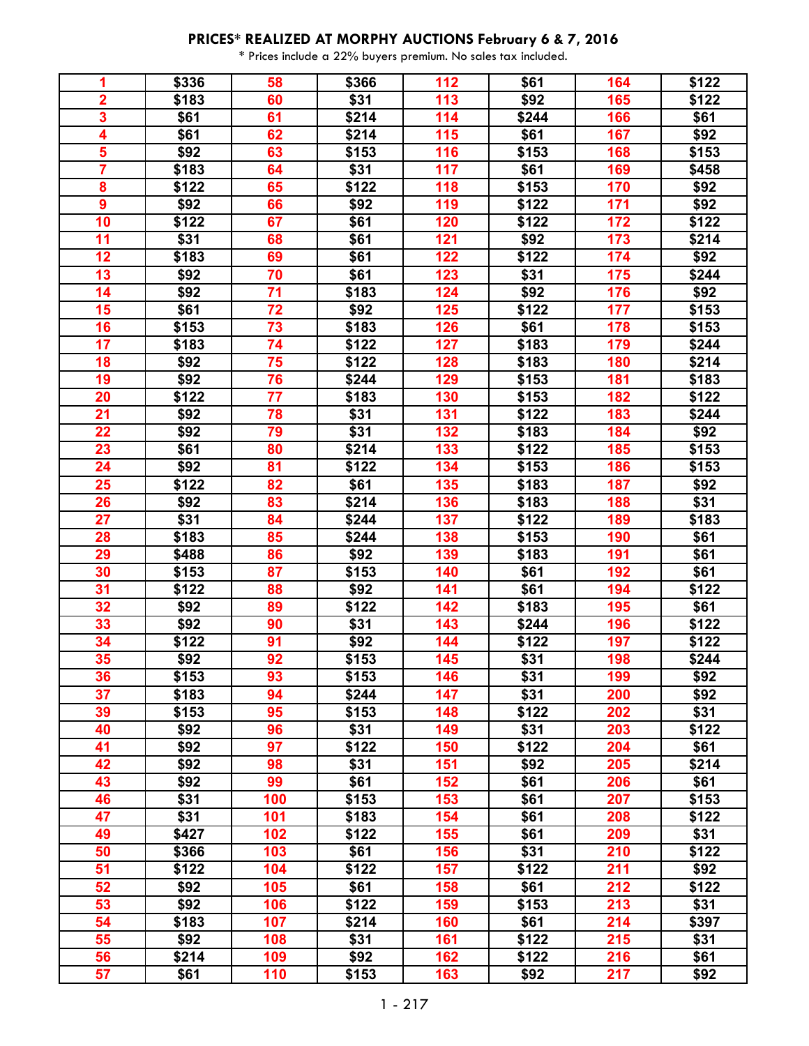**PRICES* REALIZED AT MORPHY AUCTIONS February 6 & 7, 2016**

* Prices include a 22% buyers premium. No sales tax included.

| | | | | | | | |
|---|---|---|---|---|---|---|---|
| 1 | $336 | 58 | $366 | 112 | $61 | 164 | $122 |
| 2 | $183 | 60 | $31 | 113 | $92 | 165 | $122 |
| 3 | $61 | 61 | $214 | 114 | $244 | 166 | $61 |
| 4 | $61 | 62 | $214 | 115 | $61 | 167 | $92 |
| 5 | $92 | 63 | $153 | 116 | $153 | 168 | $153 |
| 7 | $183 | 64 | $31 | 117 | $61 | 169 | $458 |
| 8 | $122 | 65 | $122 | 118 | $153 | 170 | $92 |
| 9 | $92 | 66 | $92 | 119 | $122 | 171 | $92 |
| 10 | $122 | 67 | $61 | 120 | $122 | 172 | $122 |
| 11 | $31 | 68 | $61 | 121 | $92 | 173 | $214 |
| 12 | $183 | 69 | $61 | 122 | $122 | 174 | $92 |
| 13 | $92 | 70 | $61 | 123 | $31 | 175 | $244 |
| 14 | $92 | 71 | $183 | 124 | $92 | 176 | $92 |
| 15 | $61 | 72 | $92 | 125 | $122 | 177 | $153 |
| 16 | $153 | 73 | $183 | 126 | $61 | 178 | $153 |
| 17 | $183 | 74 | $122 | 127 | $183 | 179 | $244 |
| 18 | $92 | 75 | $122 | 128 | $183 | 180 | $214 |
| 19 | $92 | 76 | $244 | 129 | $153 | 181 | $183 |
| 20 | $122 | 77 | $183 | 130 | $153 | 182 | $122 |
| 21 | $92 | 78 | $31 | 131 | $122 | 183 | $244 |
| 22 | $92 | 79 | $31 | 132 | $183 | 184 | $92 |
| 23 | $61 | 80 | $214 | 133 | $122 | 185 | $153 |
| 24 | $92 | 81 | $122 | 134 | $153 | 186 | $153 |
| 25 | $122 | 82 | $61 | 135 | $183 | 187 | $92 |
| 26 | $92 | 83 | $214 | 136 | $183 | 188 | $31 |
| 27 | $31 | 84 | $244 | 137 | $122 | 189 | $183 |
| 28 | $183 | 85 | $244 | 138 | $153 | 190 | $61 |
| 29 | $488 | 86 | $92 | 139 | $183 | 191 | $61 |
| 30 | $153 | 87 | $153 | 140 | $61 | 192 | $61 |
| 31 | $122 | 88 | $92 | 141 | $61 | 194 | $122 |
| 32 | $92 | 89 | $122 | 142 | $183 | 195 | $61 |
| 33 | $92 | 90 | $31 | 143 | $244 | 196 | $122 |
| 34 | $122 | 91 | $92 | 144 | $122 | 197 | $122 |
| 35 | $92 | 92 | $153 | 145 | $31 | 198 | $244 |
| 36 | $153 | 93 | $153 | 146 | $31 | 199 | $92 |
| 37 | $183 | 94 | $244 | 147 | $31 | 200 | $92 |
| 39 | $153 | 95 | $153 | 148 | $122 | 202 | $31 |
| 40 | $92 | 96 | $31 | 149 | $31 | 203 | $122 |
| 41 | $92 | 97 | $122 | 150 | $122 | 204 | $61 |
| 42 | $92 | 98 | $31 | 151 | $92 | 205 | $214 |
| 43 | $92 | 99 | $61 | 152 | $61 | 206 | $61 |
| 46 | $31 | 100 | $153 | 153 | $61 | 207 | $153 |
| 47 | $31 | 101 | $183 | 154 | $61 | 208 | $122 |
| 49 | $427 | 102 | $122 | 155 | $61 | 209 | $31 |
| 50 | $366 | 103 | $61 | 156 | $31 | 210 | $122 |
| 51 | $122 | 104 | $122 | 157 | $122 | 211 | $92 |
| 52 | $92 | 105 | $61 | 158 | $61 | 212 | $122 |
| 53 | $92 | 106 | $122 | 159 | $153 | 213 | $31 |
| 54 | $183 | 107 | $214 | 160 | $61 | 214 | $397 |
| 55 | $92 | 108 | $31 | 161 | $122 | 215 | $31 |
| 56 | $214 | 109 | $92 | 162 | $122 | 216 | $61 |
| 57 | $61 | 110 | $153 | 163 | $92 | 217 | $92 |

1 - 217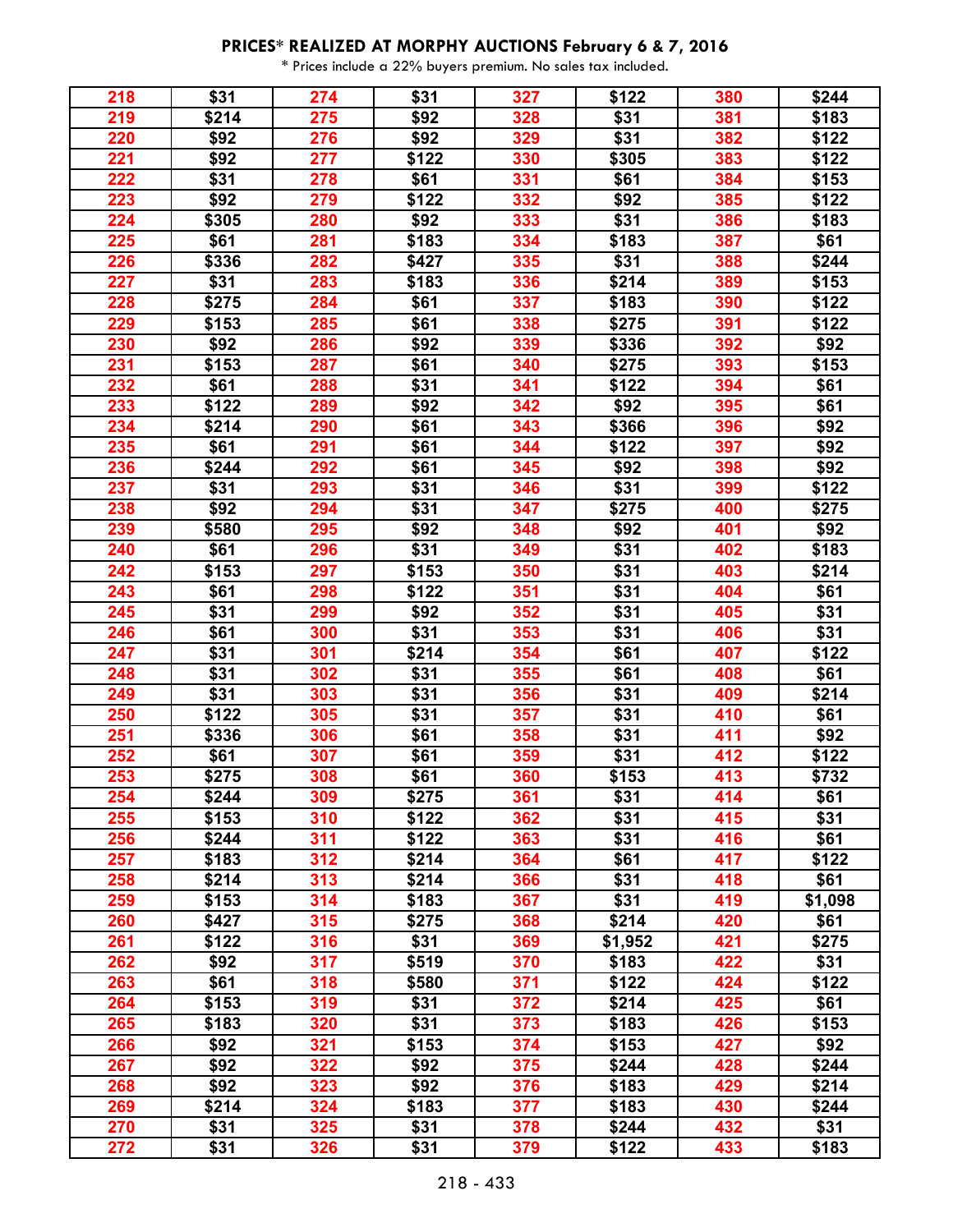**PRICES* REALIZED AT MORPHY AUCTIONS February 6 & 7, 2016**

* Prices include a 22% buyers premium. No sales tax included.

| | | | | | | | |
|---|---|---|---|---|---|---|---|
| 218 | $31 | 274 | $31 | 327 | $122 | 380 | $244 |
| 219 | $214 | 275 | $92 | 328 | $31 | 381 | $183 |
| 220 | $92 | 276 | $92 | 329 | $31 | 382 | $122 |
| 221 | $92 | 277 | $122 | 330 | $305 | 383 | $122 |
| 222 | $31 | 278 | $61 | 331 | $61 | 384 | $153 |
| 223 | $92 | 279 | $122 | 332 | $92 | 385 | $122 |
| 224 | $305 | 280 | $92 | 333 | $31 | 386 | $183 |
| 225 | $61 | 281 | $183 | 334 | $183 | 387 | $61 |
| 226 | $336 | 282 | $427 | 335 | $31 | 388 | $244 |
| 227 | $31 | 283 | $183 | 336 | $214 | 389 | $153 |
| 228 | $275 | 284 | $61 | 337 | $183 | 390 | $122 |
| 229 | $153 | 285 | $61 | 338 | $275 | 391 | $122 |
| 230 | $92 | 286 | $92 | 339 | $336 | 392 | $92 |
| 231 | $153 | 287 | $61 | 340 | $275 | 393 | $153 |
| 232 | $61 | 288 | $31 | 341 | $122 | 394 | $61 |
| 233 | $122 | 289 | $92 | 342 | $92 | 395 | $61 |
| 234 | $214 | 290 | $61 | 343 | $366 | 396 | $92 |
| 235 | $61 | 291 | $61 | 344 | $122 | 397 | $92 |
| 236 | $244 | 292 | $61 | 345 | $92 | 398 | $92 |
| 237 | $31 | 293 | $31 | 346 | $31 | 399 | $122 |
| 238 | $92 | 294 | $31 | 347 | $275 | 400 | $275 |
| 239 | $580 | 295 | $92 | 348 | $92 | 401 | $92 |
| 240 | $61 | 296 | $31 | 349 | $31 | 402 | $183 |
| 242 | $153 | 297 | $153 | 350 | $31 | 403 | $214 |
| 243 | $61 | 298 | $122 | 351 | $31 | 404 | $61 |
| 245 | $31 | 299 | $92 | 352 | $31 | 405 | $31 |
| 246 | $61 | 300 | $31 | 353 | $31 | 406 | $31 |
| 247 | $31 | 301 | $214 | 354 | $61 | 407 | $122 |
| 248 | $31 | 302 | $31 | 355 | $61 | 408 | $61 |
| 249 | $31 | 303 | $31 | 356 | $31 | 409 | $214 |
| 250 | $122 | 305 | $31 | 357 | $31 | 410 | $61 |
| 251 | $336 | 306 | $61 | 358 | $31 | 411 | $92 |
| 252 | $61 | 307 | $61 | 359 | $31 | 412 | $122 |
| 253 | $275 | 308 | $61 | 360 | $153 | 413 | $732 |
| 254 | $244 | 309 | $275 | 361 | $31 | 414 | $61 |
| 255 | $153 | 310 | $122 | 362 | $31 | 415 | $31 |
| 256 | $244 | 311 | $122 | 363 | $31 | 416 | $61 |
| 257 | $183 | 312 | $214 | 364 | $61 | 417 | $122 |
| 258 | $214 | 313 | $214 | 366 | $31 | 418 | $61 |
| 259 | $153 | 314 | $183 | 367 | $31 | 419 | $1,098 |
| 260 | $427 | 315 | $275 | 368 | $214 | 420 | $61 |
| 261 | $122 | 316 | $31 | 369 | $1,952 | 421 | $275 |
| 262 | $92 | 317 | $519 | 370 | $183 | 422 | $31 |
| 263 | $61 | 318 | $580 | 371 | $122 | 424 | $122 |
| 264 | $153 | 319 | $31 | 372 | $214 | 425 | $61 |
| 265 | $183 | 320 | $31 | 373 | $183 | 426 | $153 |
| 266 | $92 | 321 | $153 | 374 | $153 | 427 | $92 |
| 267 | $92 | 322 | $92 | 375 | $244 | 428 | $244 |
| 268 | $92 | 323 | $92 | 376 | $183 | 429 | $214 |
| 269 | $214 | 324 | $183 | 377 | $183 | 430 | $244 |
| 270 | $31 | 325 | $31 | 378 | $244 | 432 | $31 |
| 272 | $31 | 326 | $31 | 379 | $122 | 433 | $183 |

218 - 433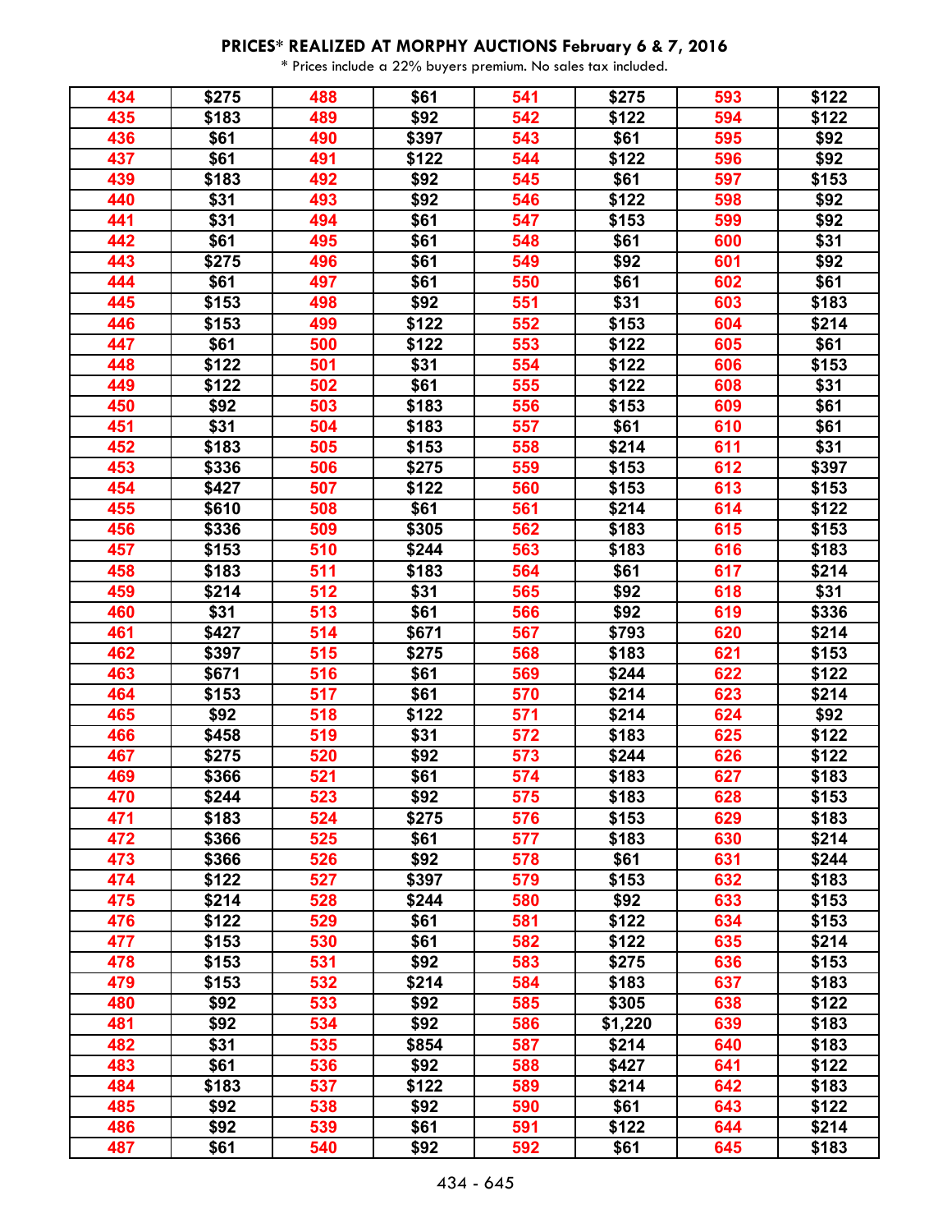**PRICES* REALIZED AT MORPHY AUCTIONS February 6 & 7, 2016**

* Prices include a 22% buyers premium. No sales tax included.

| Lot | Price | Lot | Price | Lot | Price | Lot | Price |
|---|---|---|---|---|---|---|---|
| 434 | $275 | 488 | $61 | 541 | $275 | 593 | $122 |
| 435 | $183 | 489 | $92 | 542 | $122 | 594 | $122 |
| 436 | $61 | 490 | $397 | 543 | $61 | 595 | $92 |
| 437 | $61 | 491 | $122 | 544 | $122 | 596 | $92 |
| 439 | $183 | 492 | $92 | 545 | $61 | 597 | $153 |
| 440 | $31 | 493 | $92 | 546 | $122 | 598 | $92 |
| 441 | $31 | 494 | $61 | 547 | $153 | 599 | $92 |
| 442 | $61 | 495 | $61 | 548 | $61 | 600 | $31 |
| 443 | $275 | 496 | $61 | 549 | $92 | 601 | $92 |
| 444 | $61 | 497 | $61 | 550 | $61 | 602 | $61 |
| 445 | $153 | 498 | $92 | 551 | $31 | 603 | $183 |
| 446 | $153 | 499 | $122 | 552 | $153 | 604 | $214 |
| 447 | $61 | 500 | $122 | 553 | $122 | 605 | $61 |
| 448 | $122 | 501 | $31 | 554 | $122 | 606 | $153 |
| 449 | $122 | 502 | $61 | 555 | $122 | 608 | $31 |
| 450 | $92 | 503 | $183 | 556 | $153 | 609 | $61 |
| 451 | $31 | 504 | $183 | 557 | $61 | 610 | $61 |
| 452 | $183 | 505 | $153 | 558 | $214 | 611 | $31 |
| 453 | $336 | 506 | $275 | 559 | $153 | 612 | $397 |
| 454 | $427 | 507 | $122 | 560 | $153 | 613 | $153 |
| 455 | $610 | 508 | $61 | 561 | $214 | 614 | $122 |
| 456 | $336 | 509 | $305 | 562 | $183 | 615 | $153 |
| 457 | $153 | 510 | $244 | 563 | $183 | 616 | $183 |
| 458 | $183 | 511 | $183 | 564 | $61 | 617 | $214 |
| 459 | $214 | 512 | $31 | 565 | $92 | 618 | $31 |
| 460 | $31 | 513 | $61 | 566 | $92 | 619 | $336 |
| 461 | $427 | 514 | $671 | 567 | $793 | 620 | $214 |
| 462 | $397 | 515 | $275 | 568 | $183 | 621 | $153 |
| 463 | $671 | 516 | $61 | 569 | $244 | 622 | $122 |
| 464 | $153 | 517 | $61 | 570 | $214 | 623 | $214 |
| 465 | $92 | 518 | $122 | 571 | $214 | 624 | $92 |
| 466 | $458 | 519 | $31 | 572 | $183 | 625 | $122 |
| 467 | $275 | 520 | $92 | 573 | $244 | 626 | $122 |
| 469 | $366 | 521 | $61 | 574 | $183 | 627 | $183 |
| 470 | $244 | 523 | $92 | 575 | $183 | 628 | $153 |
| 471 | $183 | 524 | $275 | 576 | $153 | 629 | $183 |
| 472 | $366 | 525 | $61 | 577 | $183 | 630 | $214 |
| 473 | $366 | 526 | $92 | 578 | $61 | 631 | $244 |
| 474 | $122 | 527 | $397 | 579 | $153 | 632 | $183 |
| 475 | $214 | 528 | $244 | 580 | $92 | 633 | $153 |
| 476 | $122 | 529 | $61 | 581 | $122 | 634 | $153 |
| 477 | $153 | 530 | $61 | 582 | $122 | 635 | $214 |
| 478 | $153 | 531 | $92 | 583 | $275 | 636 | $153 |
| 479 | $153 | 532 | $214 | 584 | $183 | 637 | $183 |
| 480 | $92 | 533 | $92 | 585 | $305 | 638 | $122 |
| 481 | $92 | 534 | $92 | 586 | $1,220 | 639 | $183 |
| 482 | $31 | 535 | $854 | 587 | $214 | 640 | $183 |
| 483 | $61 | 536 | $92 | 588 | $427 | 641 | $122 |
| 484 | $183 | 537 | $122 | 589 | $214 | 642 | $183 |
| 485 | $92 | 538 | $92 | 590 | $61 | 643 | $122 |
| 486 | $92 | 539 | $61 | 591 | $122 | 644 | $214 |
| 487 | $61 | 540 | $92 | 592 | $61 | 645 | $183 |

434 - 645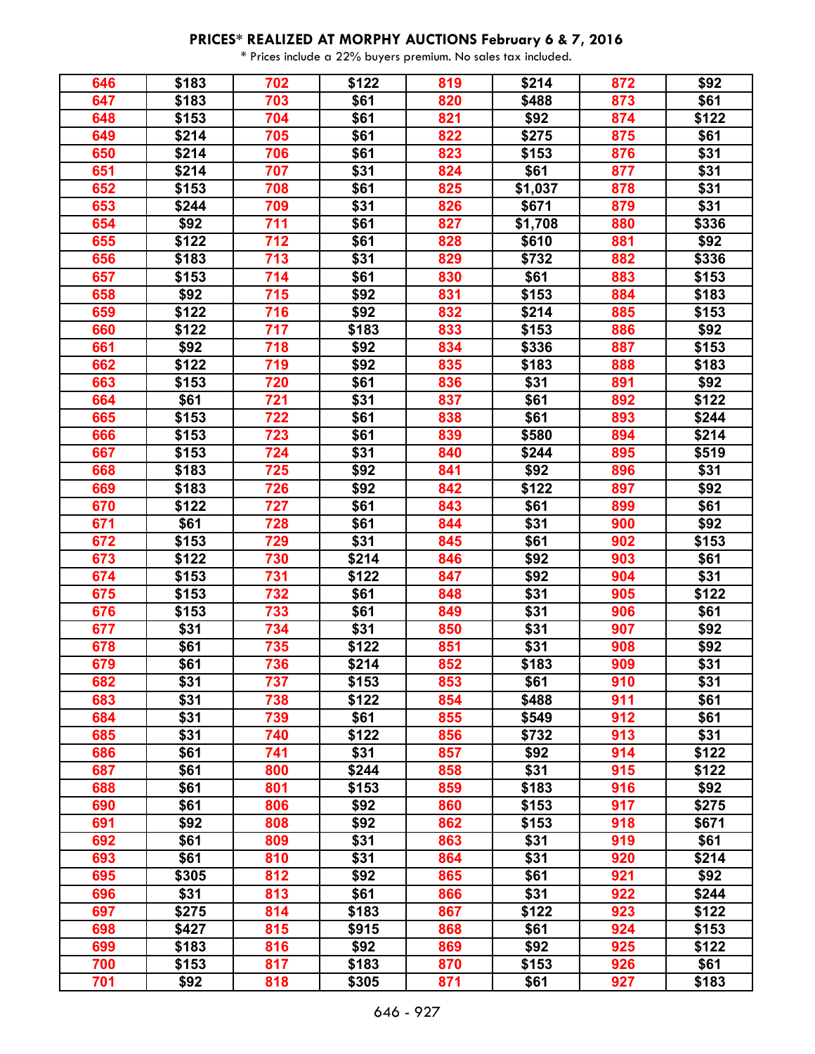**PRICES* REALIZED AT MORPHY AUCTIONS February 6 & 7, 2016**

* Prices include a 22% buyers premium. No sales tax included.

| | | | | | | | |
|---|---|---|---|---|---|---|---|
| 646 | $183 | 702 | $122 | 819 | $214 | 872 | $92 |
| 647 | $183 | 703 | $61 | 820 | $488 | 873 | $61 |
| 648 | $153 | 704 | $61 | 821 | $92 | 874 | $122 |
| 649 | $214 | 705 | $61 | 822 | $275 | 875 | $61 |
| 650 | $214 | 706 | $61 | 823 | $153 | 876 | $31 |
| 651 | $214 | 707 | $31 | 824 | $61 | 877 | $31 |
| 652 | $153 | 708 | $61 | 825 | $1,037 | 878 | $31 |
| 653 | $244 | 709 | $31 | 826 | $671 | 879 | $31 |
| 654 | $92 | 711 | $61 | 827 | $1,708 | 880 | $336 |
| 655 | $122 | 712 | $61 | 828 | $610 | 881 | $92 |
| 656 | $183 | 713 | $31 | 829 | $732 | 882 | $336 |
| 657 | $153 | 714 | $61 | 830 | $61 | 883 | $153 |
| 658 | $92 | 715 | $92 | 831 | $153 | 884 | $183 |
| 659 | $122 | 716 | $92 | 832 | $214 | 885 | $153 |
| 660 | $122 | 717 | $183 | 833 | $153 | 886 | $92 |
| 661 | $92 | 718 | $92 | 834 | $336 | 887 | $153 |
| 662 | $122 | 719 | $92 | 835 | $183 | 888 | $183 |
| 663 | $153 | 720 | $61 | 836 | $31 | 891 | $92 |
| 664 | $61 | 721 | $31 | 837 | $61 | 892 | $122 |
| 665 | $153 | 722 | $61 | 838 | $61 | 893 | $244 |
| 666 | $153 | 723 | $61 | 839 | $580 | 894 | $214 |
| 667 | $153 | 724 | $31 | 840 | $244 | 895 | $519 |
| 668 | $183 | 725 | $92 | 841 | $92 | 896 | $31 |
| 669 | $183 | 726 | $92 | 842 | $122 | 897 | $92 |
| 670 | $122 | 727 | $61 | 843 | $61 | 899 | $61 |
| 671 | $61 | 728 | $61 | 844 | $31 | 900 | $92 |
| 672 | $153 | 729 | $31 | 845 | $61 | 902 | $153 |
| 673 | $122 | 730 | $214 | 846 | $92 | 903 | $61 |
| 674 | $153 | 731 | $122 | 847 | $92 | 904 | $31 |
| 675 | $153 | 732 | $61 | 848 | $31 | 905 | $122 |
| 676 | $153 | 733 | $61 | 849 | $31 | 906 | $61 |
| 677 | $31 | 734 | $31 | 850 | $31 | 907 | $92 |
| 678 | $61 | 735 | $122 | 851 | $31 | 908 | $92 |
| 679 | $61 | 736 | $214 | 852 | $183 | 909 | $31 |
| 682 | $31 | 737 | $153 | 853 | $61 | 910 | $31 |
| 683 | $31 | 738 | $122 | 854 | $488 | 911 | $61 |
| 684 | $31 | 739 | $61 | 855 | $549 | 912 | $61 |
| 685 | $31 | 740 | $122 | 856 | $732 | 913 | $31 |
| 686 | $61 | 741 | $31 | 857 | $92 | 914 | $122 |
| 687 | $61 | 800 | $244 | 858 | $31 | 915 | $122 |
| 688 | $61 | 801 | $153 | 859 | $183 | 916 | $92 |
| 690 | $61 | 806 | $92 | 860 | $153 | 917 | $275 |
| 691 | $92 | 808 | $92 | 862 | $153 | 918 | $671 |
| 692 | $61 | 809 | $31 | 863 | $31 | 919 | $61 |
| 693 | $61 | 810 | $31 | 864 | $31 | 920 | $214 |
| 695 | $305 | 812 | $92 | 865 | $61 | 921 | $92 |
| 696 | $31 | 813 | $61 | 866 | $31 | 922 | $244 |
| 697 | $275 | 814 | $183 | 867 | $122 | 923 | $122 |
| 698 | $427 | 815 | $915 | 868 | $61 | 924 | $153 |
| 699 | $183 | 816 | $92 | 869 | $92 | 925 | $122 |
| 700 | $153 | 817 | $183 | 870 | $153 | 926 | $61 |
| 701 | $92 | 818 | $305 | 871 | $61 | 927 | $183 |

646 - 927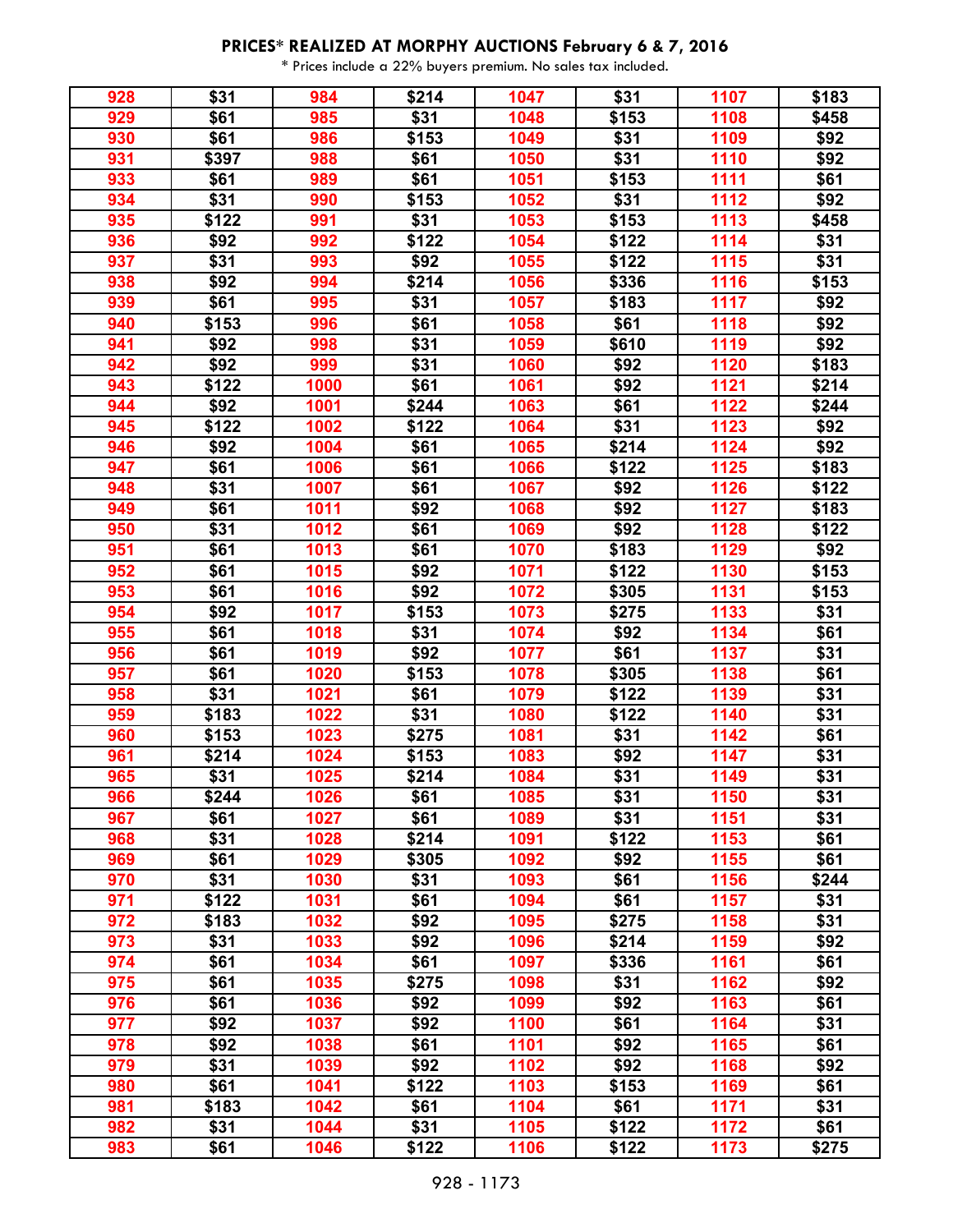**PRICES* REALIZED AT MORPHY AUCTIONS February 6 & 7, 2016**

* Prices include a 22% buyers premium. No sales tax included.

| Lot | Price | Lot | Price | Lot | Price | Lot | Price |
|---|---|---|---|---|---|---|---|
| 928 | $31 | 984 | $214 | 1047 | $31 | 1107 | $183 |
| 929 | $61 | 985 | $31 | 1048 | $153 | 1108 | $458 |
| 930 | $61 | 986 | $153 | 1049 | $31 | 1109 | $92 |
| 931 | $397 | 988 | $61 | 1050 | $31 | 1110 | $92 |
| 933 | $61 | 989 | $61 | 1051 | $153 | 1111 | $61 |
| 934 | $31 | 990 | $153 | 1052 | $31 | 1112 | $92 |
| 935 | $122 | 991 | $31 | 1053 | $153 | 1113 | $458 |
| 936 | $92 | 992 | $122 | 1054 | $122 | 1114 | $31 |
| 937 | $31 | 993 | $92 | 1055 | $122 | 1115 | $31 |
| 938 | $92 | 994 | $214 | 1056 | $336 | 1116 | $153 |
| 939 | $61 | 995 | $31 | 1057 | $183 | 1117 | $92 |
| 940 | $153 | 996 | $61 | 1058 | $61 | 1118 | $92 |
| 941 | $92 | 998 | $31 | 1059 | $610 | 1119 | $92 |
| 942 | $92 | 999 | $31 | 1060 | $92 | 1120 | $183 |
| 943 | $122 | 1000 | $61 | 1061 | $92 | 1121 | $214 |
| 944 | $92 | 1001 | $244 | 1063 | $61 | 1122 | $244 |
| 945 | $122 | 1002 | $122 | 1064 | $31 | 1123 | $92 |
| 946 | $92 | 1004 | $61 | 1065 | $214 | 1124 | $92 |
| 947 | $61 | 1006 | $61 | 1066 | $122 | 1125 | $183 |
| 948 | $31 | 1007 | $61 | 1067 | $92 | 1126 | $122 |
| 949 | $61 | 1011 | $92 | 1068 | $92 | 1127 | $183 |
| 950 | $31 | 1012 | $61 | 1069 | $92 | 1128 | $122 |
| 951 | $61 | 1013 | $61 | 1070 | $183 | 1129 | $92 |
| 952 | $61 | 1015 | $92 | 1071 | $122 | 1130 | $153 |
| 953 | $61 | 1016 | $92 | 1072 | $305 | 1131 | $153 |
| 954 | $92 | 1017 | $153 | 1073 | $275 | 1133 | $31 |
| 955 | $61 | 1018 | $31 | 1074 | $92 | 1134 | $61 |
| 956 | $61 | 1019 | $92 | 1077 | $61 | 1137 | $31 |
| 957 | $61 | 1020 | $153 | 1078 | $305 | 1138 | $61 |
| 958 | $31 | 1021 | $61 | 1079 | $122 | 1139 | $31 |
| 959 | $183 | 1022 | $31 | 1080 | $122 | 1140 | $31 |
| 960 | $153 | 1023 | $275 | 1081 | $31 | 1142 | $61 |
| 961 | $214 | 1024 | $153 | 1083 | $92 | 1147 | $31 |
| 965 | $31 | 1025 | $214 | 1084 | $31 | 1149 | $31 |
| 966 | $244 | 1026 | $61 | 1085 | $31 | 1150 | $31 |
| 967 | $61 | 1027 | $61 | 1089 | $31 | 1151 | $31 |
| 968 | $31 | 1028 | $214 | 1091 | $122 | 1153 | $61 |
| 969 | $61 | 1029 | $305 | 1092 | $92 | 1155 | $61 |
| 970 | $31 | 1030 | $31 | 1093 | $61 | 1156 | $244 |
| 971 | $122 | 1031 | $61 | 1094 | $61 | 1157 | $31 |
| 972 | $183 | 1032 | $92 | 1095 | $275 | 1158 | $31 |
| 973 | $31 | 1033 | $92 | 1096 | $214 | 1159 | $92 |
| 974 | $61 | 1034 | $61 | 1097 | $336 | 1161 | $61 |
| 975 | $61 | 1035 | $275 | 1098 | $31 | 1162 | $92 |
| 976 | $61 | 1036 | $92 | 1099 | $92 | 1163 | $61 |
| 977 | $92 | 1037 | $92 | 1100 | $61 | 1164 | $31 |
| 978 | $92 | 1038 | $61 | 1101 | $92 | 1165 | $61 |
| 979 | $31 | 1039 | $92 | 1102 | $92 | 1168 | $92 |
| 980 | $61 | 1041 | $122 | 1103 | $153 | 1169 | $61 |
| 981 | $183 | 1042 | $61 | 1104 | $61 | 1171 | $31 |
| 982 | $31 | 1044 | $31 | 1105 | $122 | 1172 | $61 |
| 983 | $61 | 1046 | $122 | 1106 | $122 | 1173 | $275 |

928 - 1173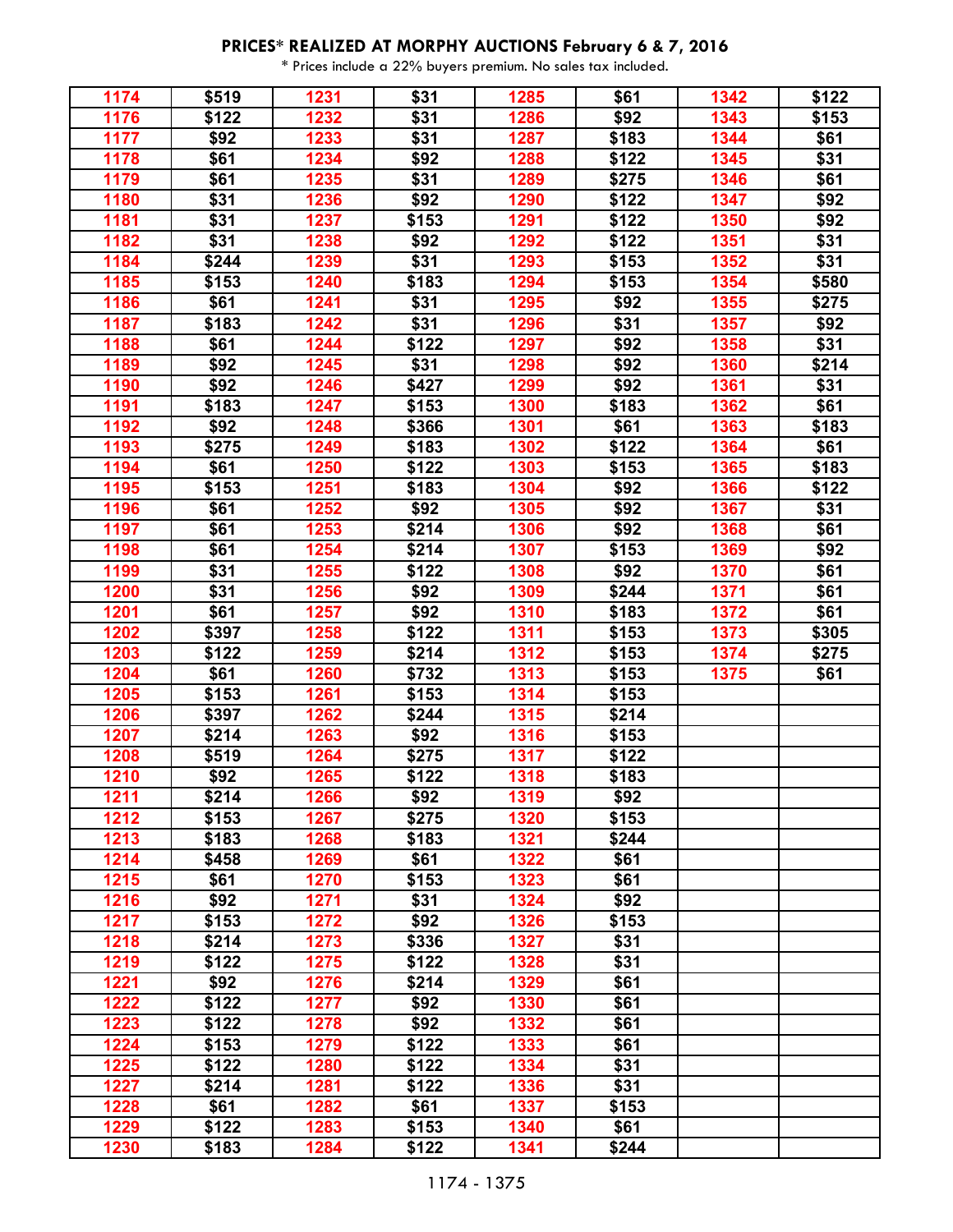**PRICES* REALIZED AT MORPHY AUCTIONS February 6 & 7, 2016**

* Prices include a 22% buyers premium. No sales tax included.

| | | | | | | | |
|---|---|---|---|---|---|---|---|
| 1174 | $519 | 1231 | $31 | 1285 | $61 | 1342 | $122 |
| 1176 | $122 | 1232 | $31 | 1286 | $92 | 1343 | $153 |
| 1177 | $92 | 1233 | $31 | 1287 | $183 | 1344 | $61 |
| 1178 | $61 | 1234 | $92 | 1288 | $122 | 1345 | $31 |
| 1179 | $61 | 1235 | $31 | 1289 | $275 | 1346 | $61 |
| 1180 | $31 | 1236 | $92 | 1290 | $122 | 1347 | $92 |
| 1181 | $31 | 1237 | $153 | 1291 | $122 | 1350 | $92 |
| 1182 | $31 | 1238 | $92 | 1292 | $122 | 1351 | $31 |
| 1184 | $244 | 1239 | $31 | 1293 | $153 | 1352 | $31 |
| 1185 | $153 | 1240 | $183 | 1294 | $153 | 1354 | $580 |
| 1186 | $61 | 1241 | $31 | 1295 | $92 | 1355 | $275 |
| 1187 | $183 | 1242 | $31 | 1296 | $31 | 1357 | $92 |
| 1188 | $61 | 1244 | $122 | 1297 | $92 | 1358 | $31 |
| 1189 | $92 | 1245 | $31 | 1298 | $92 | 1360 | $214 |
| 1190 | $92 | 1246 | $427 | 1299 | $92 | 1361 | $31 |
| 1191 | $183 | 1247 | $153 | 1300 | $183 | 1362 | $61 |
| 1192 | $92 | 1248 | $366 | 1301 | $61 | 1363 | $183 |
| 1193 | $275 | 1249 | $183 | 1302 | $122 | 1364 | $61 |
| 1194 | $61 | 1250 | $122 | 1303 | $153 | 1365 | $183 |
| 1195 | $153 | 1251 | $183 | 1304 | $92 | 1366 | $122 |
| 1196 | $61 | 1252 | $92 | 1305 | $92 | 1367 | $31 |
| 1197 | $61 | 1253 | $214 | 1306 | $92 | 1368 | $61 |
| 1198 | $61 | 1254 | $214 | 1307 | $153 | 1369 | $92 |
| 1199 | $31 | 1255 | $122 | 1308 | $92 | 1370 | $61 |
| 1200 | $31 | 1256 | $92 | 1309 | $244 | 1371 | $61 |
| 1201 | $61 | 1257 | $92 | 1310 | $183 | 1372 | $61 |
| 1202 | $397 | 1258 | $122 | 1311 | $153 | 1373 | $305 |
| 1203 | $122 | 1259 | $214 | 1312 | $153 | 1374 | $275 |
| 1204 | $61 | 1260 | $732 | 1313 | $153 | 1375 | $61 |
| 1205 | $153 | 1261 | $153 | 1314 | $153 | | |
| 1206 | $397 | 1262 | $244 | 1315 | $214 | | |
| 1207 | $214 | 1263 | $92 | 1316 | $153 | | |
| 1208 | $519 | 1264 | $275 | 1317 | $122 | | |
| 1210 | $92 | 1265 | $122 | 1318 | $183 | | |
| 1211 | $214 | 1266 | $92 | 1319 | $92 | | |
| 1212 | $153 | 1267 | $275 | 1320 | $153 | | |
| 1213 | $183 | 1268 | $183 | 1321 | $244 | | |
| 1214 | $458 | 1269 | $61 | 1322 | $61 | | |
| 1215 | $61 | 1270 | $153 | 1323 | $61 | | |
| 1216 | $92 | 1271 | $31 | 1324 | $92 | | |
| 1217 | $153 | 1272 | $92 | 1326 | $153 | | |
| 1218 | $214 | 1273 | $336 | 1327 | $31 | | |
| 1219 | $122 | 1275 | $122 | 1328 | $31 | | |
| 1221 | $92 | 1276 | $214 | 1329 | $61 | | |
| 1222 | $122 | 1277 | $92 | 1330 | $61 | | |
| 1223 | $122 | 1278 | $92 | 1332 | $61 | | |
| 1224 | $153 | 1279 | $122 | 1333 | $61 | | |
| 1225 | $122 | 1280 | $122 | 1334 | $31 | | |
| 1227 | $214 | 1281 | $122 | 1336 | $31 | | |
| 1228 | $61 | 1282 | $61 | 1337 | $153 | | |
| 1229 | $122 | 1283 | $153 | 1340 | $61 | | |
| 1230 | $183 | 1284 | $122 | 1341 | $244 | | |

1174 - 1375